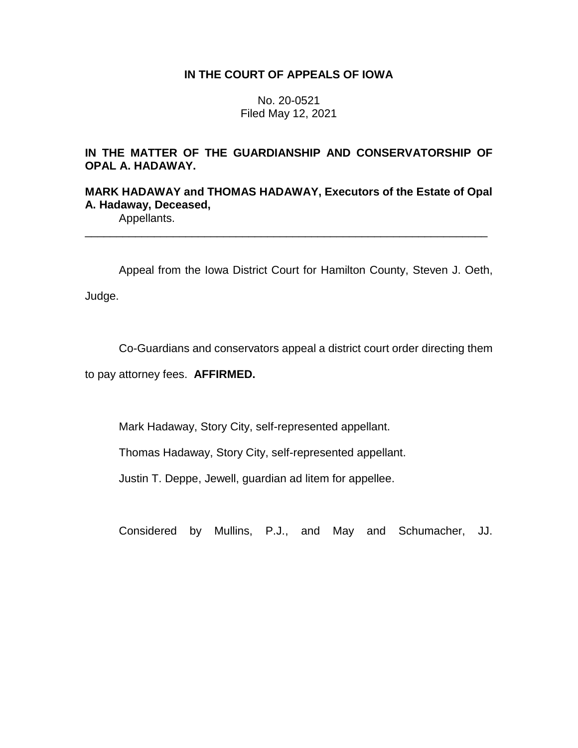**IN THE COURT OF APPEALS OF IOWA**

No. 20-0521
Filed May 12, 2021

**IN THE MATTER OF THE GUARDIANSHIP AND CONSERVATORSHIP OF OPAL A. HADAWAY.**

**MARK HADAWAY and THOMAS HADAWAY, Executors of the Estate of Opal A. Hadaway, Deceased,**
Appellants.

---

Appeal from the Iowa District Court for Hamilton County, Steven J. Oeth, Judge.

Co-Guardians and conservators appeal a district court order directing them to pay attorney fees. **AFFIRMED.**

Mark Hadaway, Story City, self-represented appellant.

Thomas Hadaway, Story City, self-represented appellant.

Justin T. Deppe, Jewell, guardian ad litem for appellee.

Considered by Mullins, P.J., and May and Schumacher, JJ.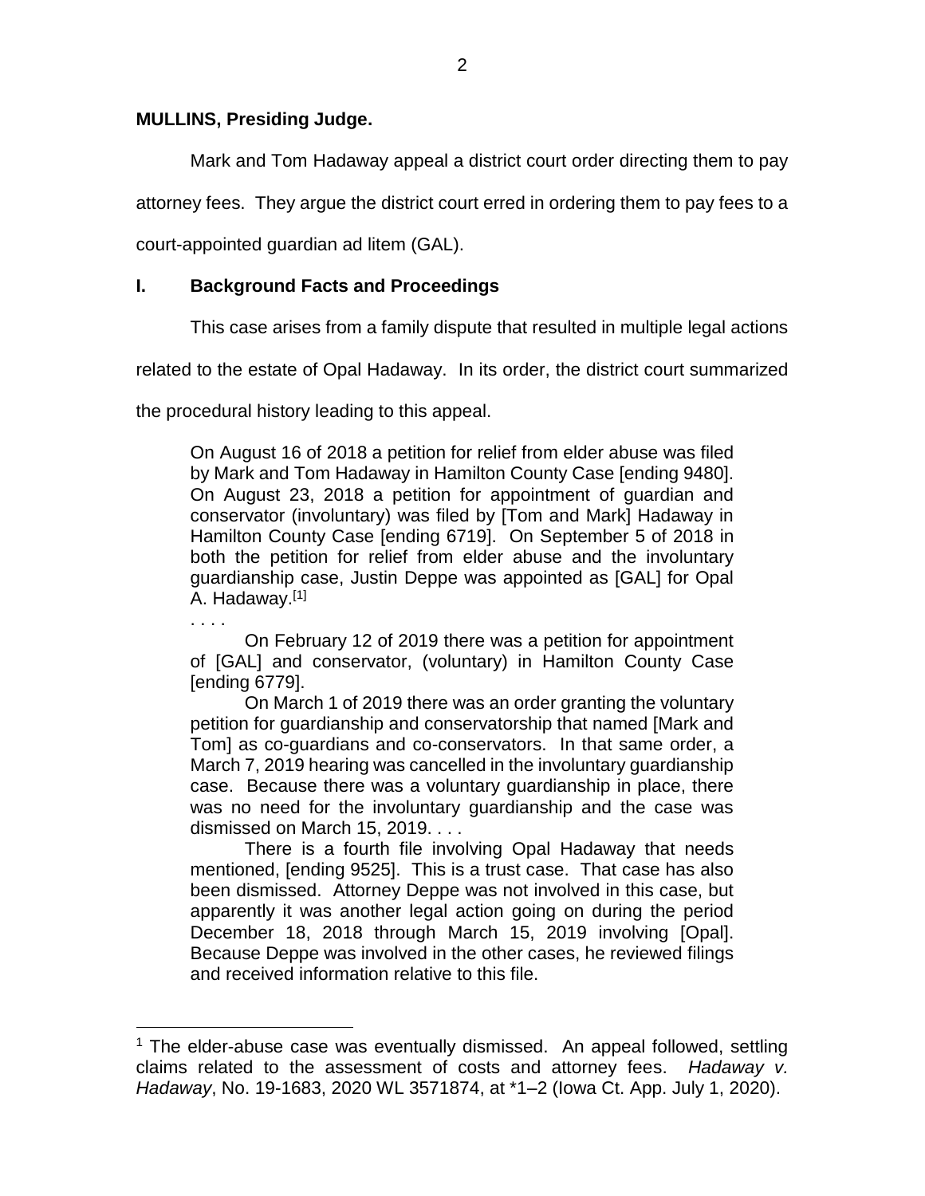**MULLINS, Presiding Judge.**

Mark and Tom Hadaway appeal a district court order directing them to pay attorney fees. They argue the district court erred in ordering them to pay fees to a court-appointed guardian ad litem (GAL).

## I. Background Facts and Proceedings

This case arises from a family dispute that resulted in multiple legal actions related to the estate of Opal Hadaway. In its order, the district court summarized the procedural history leading to this appeal.

> On August 16 of 2018 a petition for relief from elder abuse was filed by Mark and Tom Hadaway in Hamilton County Case [ending 9480]. On August 23, 2018 a petition for appointment of guardian and conservator (involuntary) was filed by [Tom and Mark] Hadaway in Hamilton County Case [ending 6719]. On September 5 of 2018 in both the petition for relief from elder abuse and the involuntary guardianship case, Justin Deppe was appointed as [GAL] for Opal A. Hadaway.[1]
>
> . . . .
>
> On February 12 of 2019 there was a petition for appointment of [GAL] and conservator, (voluntary) in Hamilton County Case [ending 6779].
>
> On March 1 of 2019 there was an order granting the voluntary petition for guardianship and conservatorship that named [Mark and Tom] as co-guardians and co-conservators. In that same order, a March 7, 2019 hearing was cancelled in the involuntary guardianship case. Because there was a voluntary guardianship in place, there was no need for the involuntary guardianship and the case was dismissed on March 15, 2019. . . .
>
> There is a fourth file involving Opal Hadaway that needs mentioned, [ending 9525]. This is a trust case. That case has also been dismissed. Attorney Deppe was not involved in this case, but apparently it was another legal action going on during the period December 18, 2018 through March 15, 2019 involving [Opal]. Because Deppe was involved in the other cases, he reviewed filings and received information relative to this file.

---

[1] The elder-abuse case was eventually dismissed. An appeal followed, settling claims related to the assessment of costs and attorney fees. *Hadaway v. Hadaway*, No. 19-1683, 2020 WL 3571874, at *1–2 (Iowa Ct. App. July 1, 2020).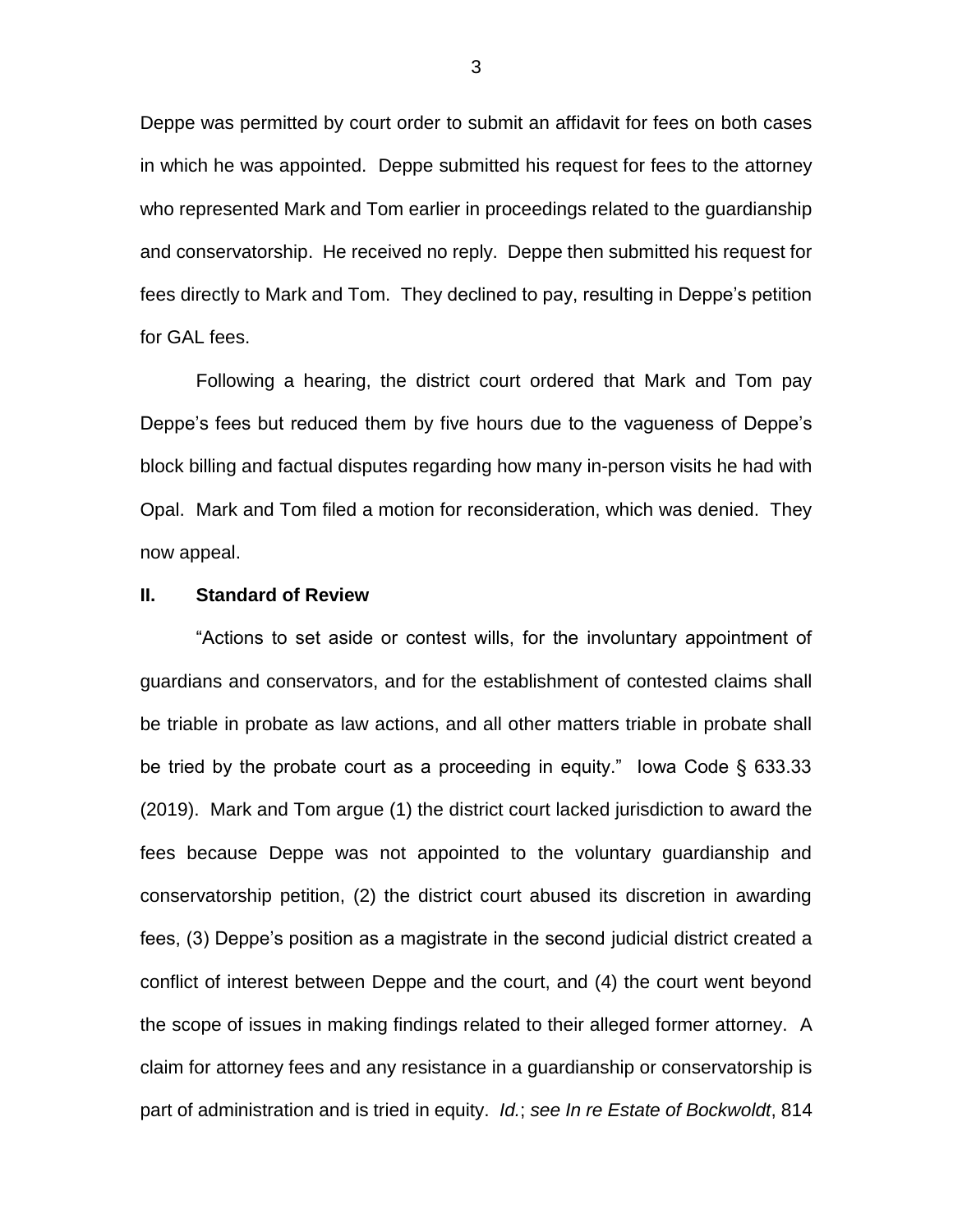Deppe was permitted by court order to submit an affidavit for fees on both cases in which he was appointed. Deppe submitted his request for fees to the attorney who represented Mark and Tom earlier in proceedings related to the guardianship and conservatorship. He received no reply. Deppe then submitted his request for fees directly to Mark and Tom. They declined to pay, resulting in Deppe's petition for GAL fees.

Following a hearing, the district court ordered that Mark and Tom pay Deppe's fees but reduced them by five hours due to the vagueness of Deppe's block billing and factual disputes regarding how many in-person visits he had with Opal. Mark and Tom filed a motion for reconsideration, which was denied. They now appeal.

## II. Standard of Review

"Actions to set aside or contest wills, for the involuntary appointment of guardians and conservators, and for the establishment of contested claims shall be triable in probate as law actions, and all other matters triable in probate shall be tried by the probate court as a proceeding in equity." Iowa Code § 633.33 (2019). Mark and Tom argue (1) the district court lacked jurisdiction to award the fees because Deppe was not appointed to the voluntary guardianship and conservatorship petition, (2) the district court abused its discretion in awarding fees, (3) Deppe's position as a magistrate in the second judicial district created a conflict of interest between Deppe and the court, and (4) the court went beyond the scope of issues in making findings related to their alleged former attorney. A claim for attorney fees and any resistance in a guardianship or conservatorship is part of administration and is tried in equity. *Id.*; *see In re Estate of Bockwoldt*, 814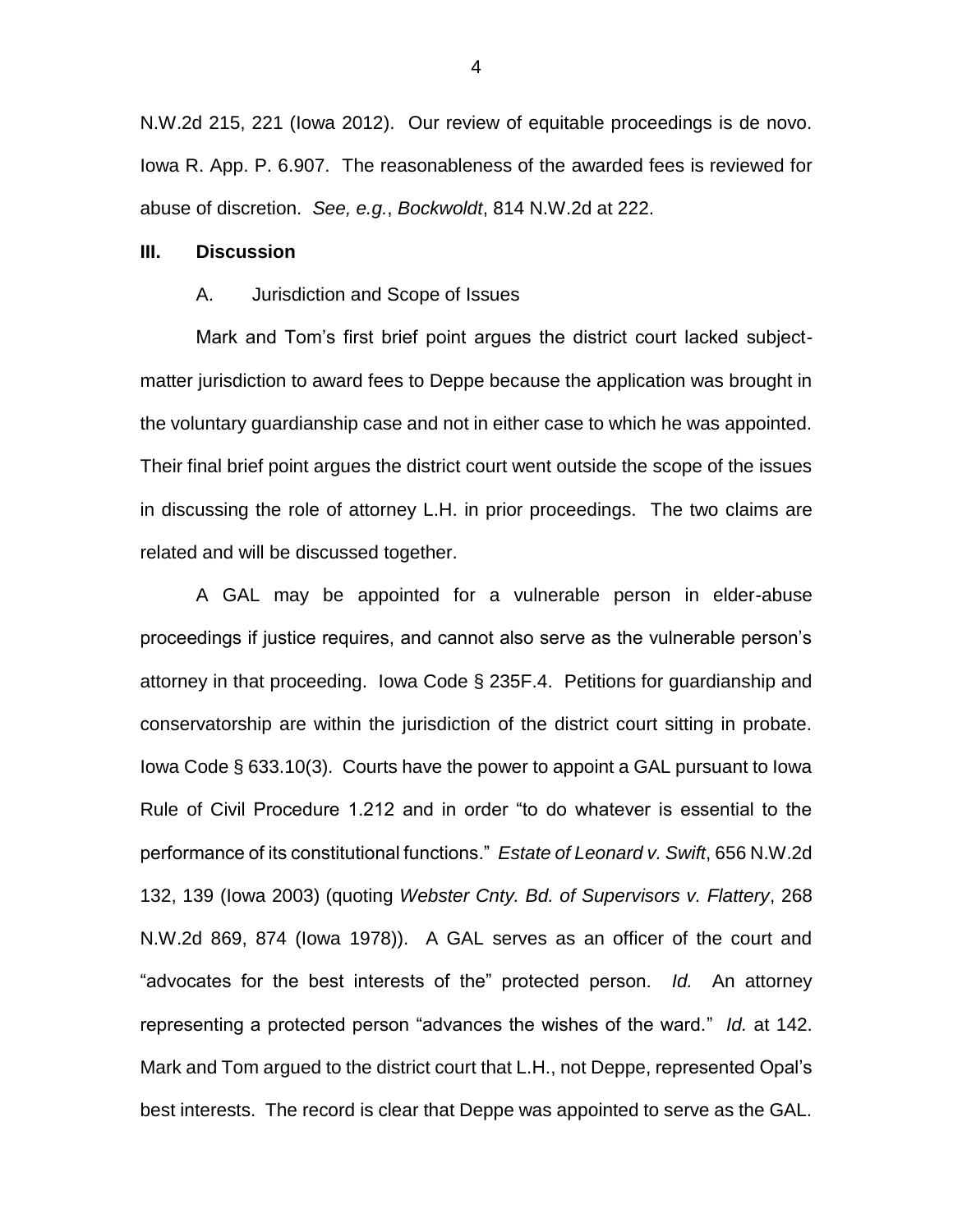N.W.2d 215, 221 (Iowa 2012). Our review of equitable proceedings is de novo. Iowa R. App. P. 6.907. The reasonableness of the awarded fees is reviewed for abuse of discretion. *See, e.g.*, *Bockwoldt*, 814 N.W.2d at 222.

## III. Discussion

### A. Jurisdiction and Scope of Issues

Mark and Tom's first brief point argues the district court lacked subject-matter jurisdiction to award fees to Deppe because the application was brought in the voluntary guardianship case and not in either case to which he was appointed. Their final brief point argues the district court went outside the scope of the issues in discussing the role of attorney L.H. in prior proceedings. The two claims are related and will be discussed together.

A GAL may be appointed for a vulnerable person in elder-abuse proceedings if justice requires, and cannot also serve as the vulnerable person's attorney in that proceeding. Iowa Code § 235F.4. Petitions for guardianship and conservatorship are within the jurisdiction of the district court sitting in probate. Iowa Code § 633.10(3). Courts have the power to appoint a GAL pursuant to Iowa Rule of Civil Procedure 1.212 and in order "to do whatever is essential to the performance of its constitutional functions." *Estate of Leonard v. Swift*, 656 N.W.2d 132, 139 (Iowa 2003) (quoting *Webster Cnty. Bd. of Supervisors v. Flattery*, 268 N.W.2d 869, 874 (Iowa 1978)). A GAL serves as an officer of the court and "advocates for the best interests of the" protected person. *Id.* An attorney representing a protected person "advances the wishes of the ward." *Id.* at 142. Mark and Tom argued to the district court that L.H., not Deppe, represented Opal's best interests. The record is clear that Deppe was appointed to serve as the GAL.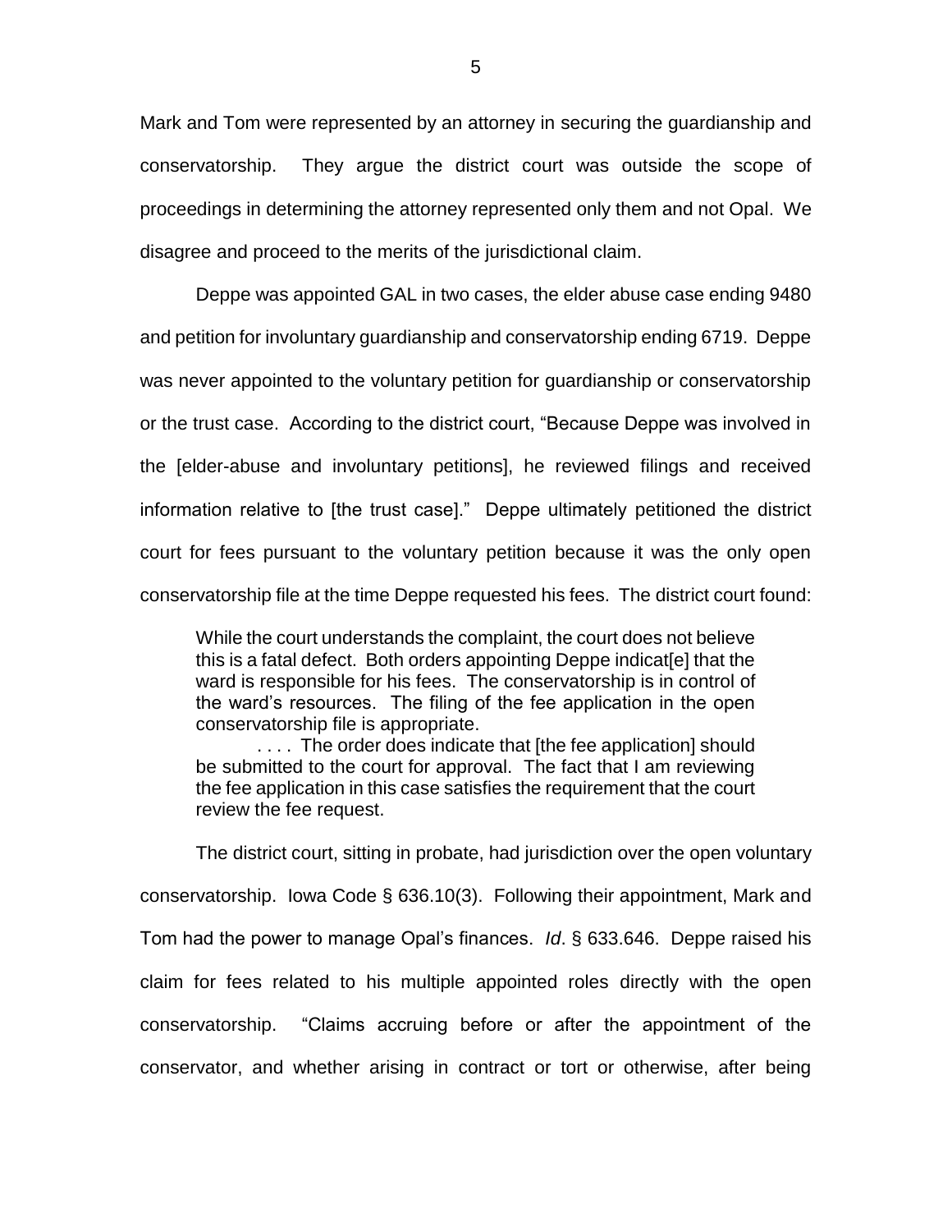Mark and Tom were represented by an attorney in securing the guardianship and conservatorship. They argue the district court was outside the scope of proceedings in determining the attorney represented only them and not Opal. We disagree and proceed to the merits of the jurisdictional claim.

Deppe was appointed GAL in two cases, the elder abuse case ending 9480 and petition for involuntary guardianship and conservatorship ending 6719. Deppe was never appointed to the voluntary petition for guardianship or conservatorship or the trust case. According to the district court, "Because Deppe was involved in the [elder-abuse and involuntary petitions], he reviewed filings and received information relative to [the trust case]." Deppe ultimately petitioned the district court for fees pursuant to the voluntary petition because it was the only open conservatorship file at the time Deppe requested his fees. The district court found:

> While the court understands the complaint, the court does not believe this is a fatal defect. Both orders appointing Deppe indicat[e] that the ward is responsible for his fees. The conservatorship is in control of the ward's resources. The filing of the fee application in the open conservatorship file is appropriate.
>
> . . . . The order does indicate that [the fee application] should be submitted to the court for approval. The fact that I am reviewing the fee application in this case satisfies the requirement that the court review the fee request.

The district court, sitting in probate, had jurisdiction over the open voluntary conservatorship. Iowa Code § 636.10(3). Following their appointment, Mark and Tom had the power to manage Opal's finances. *Id*. § 633.646. Deppe raised his claim for fees related to his multiple appointed roles directly with the open conservatorship. "Claims accruing before or after the appointment of the conservator, and whether arising in contract or tort or otherwise, after being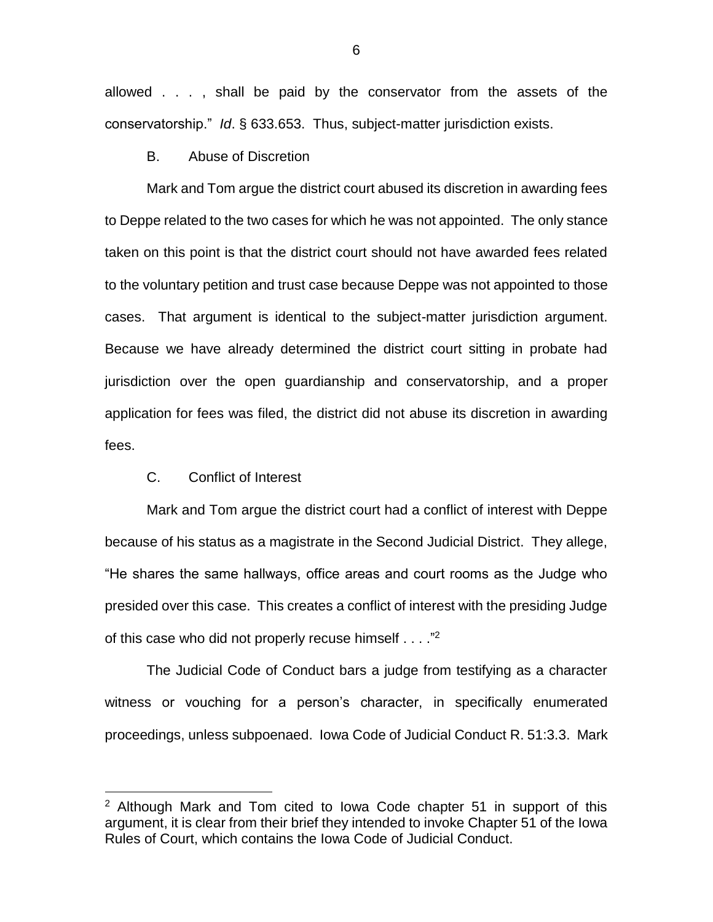allowed . . . , shall be paid by the conservator from the assets of the conservatorship." *Id*. § 633.653. Thus, subject-matter jurisdiction exists.

B. Abuse of Discretion

Mark and Tom argue the district court abused its discretion in awarding fees to Deppe related to the two cases for which he was not appointed. The only stance taken on this point is that the district court should not have awarded fees related to the voluntary petition and trust case because Deppe was not appointed to those cases. That argument is identical to the subject-matter jurisdiction argument. Because we have already determined the district court sitting in probate had jurisdiction over the open guardianship and conservatorship, and a proper application for fees was filed, the district did not abuse its discretion in awarding fees.

C. Conflict of Interest

Mark and Tom argue the district court had a conflict of interest with Deppe because of his status as a magistrate in the Second Judicial District. They allege, "He shares the same hallways, office areas and court rooms as the Judge who presided over this case. This creates a conflict of interest with the presiding Judge of this case who did not properly recuse himself . . . ."[2]

The Judicial Code of Conduct bars a judge from testifying as a character witness or vouching for a person's character, in specifically enumerated proceedings, unless subpoenaed. Iowa Code of Judicial Conduct R. 51:3.3. Mark

---

[2] Although Mark and Tom cited to Iowa Code chapter 51 in support of this argument, it is clear from their brief they intended to invoke Chapter 51 of the Iowa Rules of Court, which contains the Iowa Code of Judicial Conduct.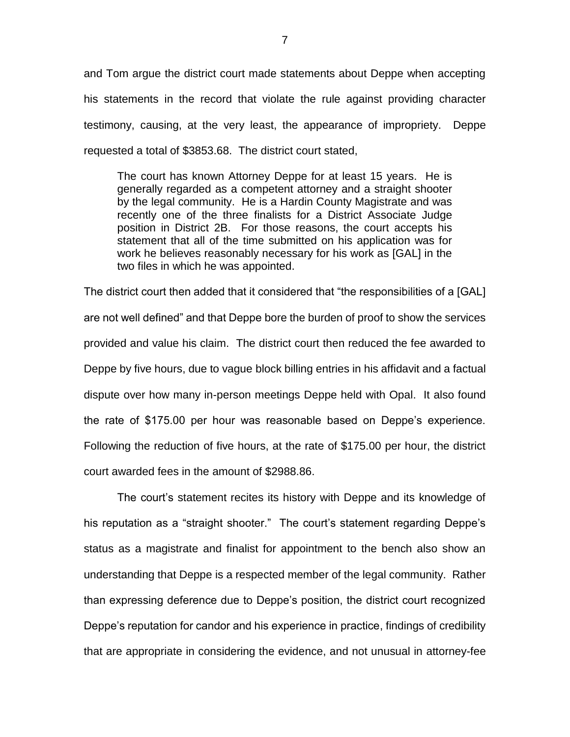and Tom argue the district court made statements about Deppe when accepting his statements in the record that violate the rule against providing character testimony, causing, at the very least, the appearance of impropriety. Deppe requested a total of $3853.68. The district court stated,

> The court has known Attorney Deppe for at least 15 years. He is generally regarded as a competent attorney and a straight shooter by the legal community. He is a Hardin County Magistrate and was recently one of the three finalists for a District Associate Judge position in District 2B. For those reasons, the court accepts his statement that all of the time submitted on his application was for work he believes reasonably necessary for his work as [GAL] in the two files in which he was appointed.

The district court then added that it considered that "the responsibilities of a [GAL] are not well defined" and that Deppe bore the burden of proof to show the services provided and value his claim. The district court then reduced the fee awarded to Deppe by five hours, due to vague block billing entries in his affidavit and a factual dispute over how many in-person meetings Deppe held with Opal. It also found the rate of $175.00 per hour was reasonable based on Deppe's experience. Following the reduction of five hours, at the rate of $175.00 per hour, the district court awarded fees in the amount of $2988.86.

The court's statement recites its history with Deppe and its knowledge of his reputation as a "straight shooter." The court's statement regarding Deppe's status as a magistrate and finalist for appointment to the bench also show an understanding that Deppe is a respected member of the legal community. Rather than expressing deference due to Deppe's position, the district court recognized Deppe's reputation for candor and his experience in practice, findings of credibility that are appropriate in considering the evidence, and not unusual in attorney-fee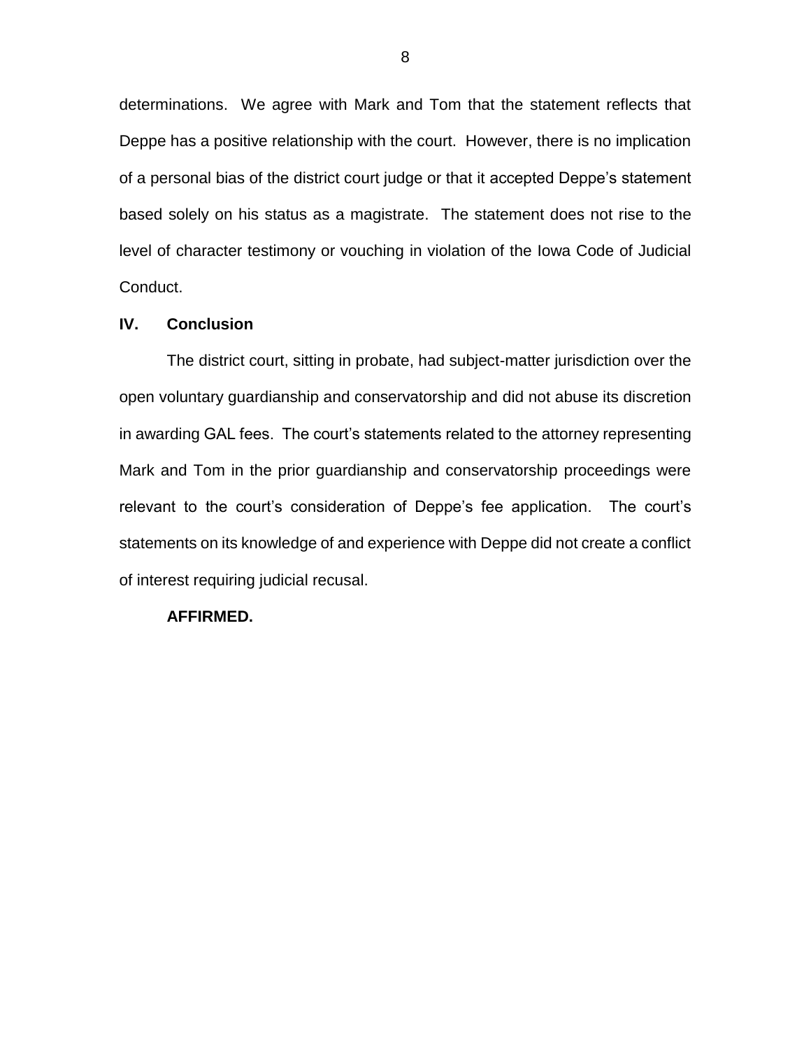determinations. We agree with Mark and Tom that the statement reflects that Deppe has a positive relationship with the court. However, there is no implication of a personal bias of the district court judge or that it accepted Deppe's statement based solely on his status as a magistrate. The statement does not rise to the level of character testimony or vouching in violation of the Iowa Code of Judicial Conduct.

## IV. Conclusion

The district court, sitting in probate, had subject-matter jurisdiction over the open voluntary guardianship and conservatorship and did not abuse its discretion in awarding GAL fees. The court's statements related to the attorney representing Mark and Tom in the prior guardianship and conservatorship proceedings were relevant to the court's consideration of Deppe's fee application. The court's statements on its knowledge of and experience with Deppe did not create a conflict of interest requiring judicial recusal.

**AFFIRMED.**